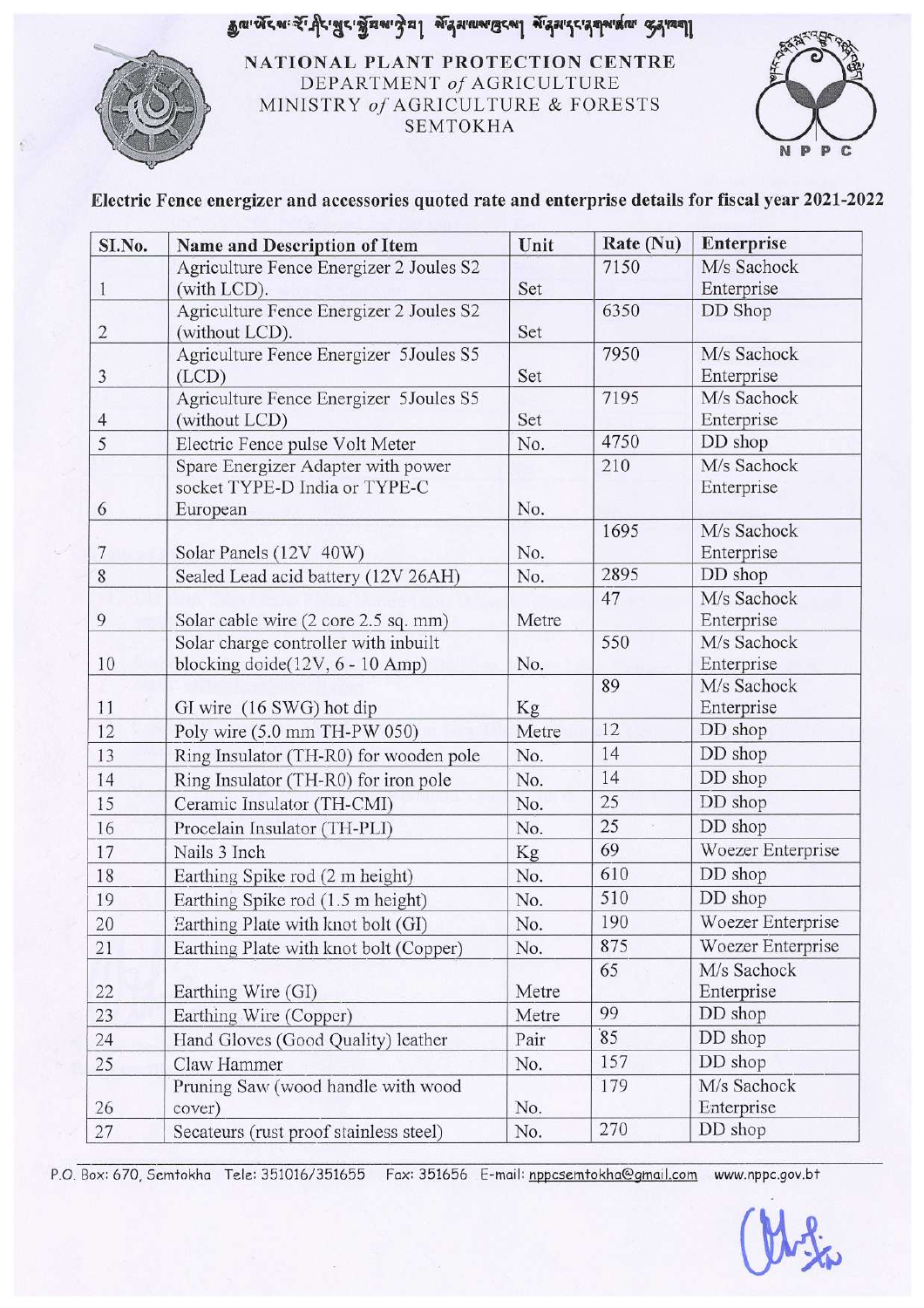རྒྱལ་ཡོངས་རྩི་ཤིང་སྲུང་སྐྱོབས་ལྟེ་བ། སོ་ནམ་ལས་ཁུངས། སོ་ནམ་དང་ནགས་ཚལ་ལྷན་ཁག།

# NATIONAL PLANT PROTECTION CENTRE
DEPARTMENT *of* AGRICULTURE
MINISTRY *of* AGRICULTURE & FORESTS
SEMTOKHA

## Electric Fence energizer and accessories quoted rate and enterprise details for fiscal year 2021-2022

| Sl.No. | Name and Description of Item | Unit | Rate (Nu) | Enterprise |
|---|---|---|---|---|
| 1 | Agriculture Fence Energizer 2 Joules S2 (with LCD). | Set | 7150 | M/s Sachock Enterprise |
| 2 | Agriculture Fence Energizer 2 Joules S2 (without LCD). | Set | 6350 | DD Shop |
| 3 | Agriculture Fence Energizer 5Joules S5 (LCD) | Set | 7950 | M/s Sachock Enterprise |
| 4 | Agriculture Fence Energizer 5Joules S5 (without LCD) | Set | 7195 | M/s Sachock Enterprise |
| 5 | Electric Fence pulse Volt Meter | No. | 4750 | DD shop |
| 6 | Spare Energizer Adapter with power socket TYPE-D India or TYPE-C European | No. | 210 | M/s Sachock Enterprise |
| 7 | Solar Panels (12V 40W) | No. | 1695 | M/s Sachock Enterprise |
| 8 | Sealed Lead acid battery (12V 26AH) | No. | 2895 | DD shop |
| 9 | Solar cable wire (2 core 2.5 sq. mm) | Metre | 47 | M/s Sachock Enterprise |
| 10 | Solar charge controller with inbuilt blocking doide(12V, 6 - 10 Amp) | No. | 550 | M/s Sachock Enterprise |
| 11 | GI wire (16 SWG) hot dip | Kg | 89 | M/s Sachock Enterprise |
| 12 | Poly wire (5.0 mm TH-PW 050) | Metre | 12 | DD shop |
| 13 | Ring Insulator (TH-R0) for wooden pole | No. | 14 | DD shop |
| 14 | Ring Insulator (TH-R0) for iron pole | No. | 14 | DD shop |
| 15 | Ceramic Insulator (TH-CMI) | No. | 25 | DD shop |
| 16 | Procelain Insulator (TH-PLI) | No. | 25 | DD shop |
| 17 | Nails 3 Inch | Kg | 69 | Woezer Enterprise |
| 18 | Earthing Spike rod (2 m height) | No. | 610 | DD shop |
| 19 | Earthing Spike rod (1.5 m height) | No. | 510 | DD shop |
| 20 | Earthing Plate with knot bolt (GI) | No. | 190 | Woezer Enterprise |
| 21 | Earthing Plate with knot bolt (Copper) | No. | 875 | Woezer Enterprise |
| 22 | Earthing Wire (GI) | Metre | 65 | M/s Sachock Enterprise |
| 23 | Earthing Wire (Copper) | Metre | 99 | DD shop |
| 24 | Hand Gloves (Good Quality) leather | Pair | 85 | DD shop |
| 25 | Claw Hammer | No. | 157 | DD shop |
| 26 | Pruning Saw (wood handle with wood cover) | No. | 179 | M/s Sachock Enterprise |
| 27 | Secateurs (rust proof stainless steel) | No. | 270 | DD shop |

P.O. Box: 670, Semtokha Tele: 351016/351655 Fax: 351656 E-mail: nppcsemtokha@gmail.com www.nppc.gov.bt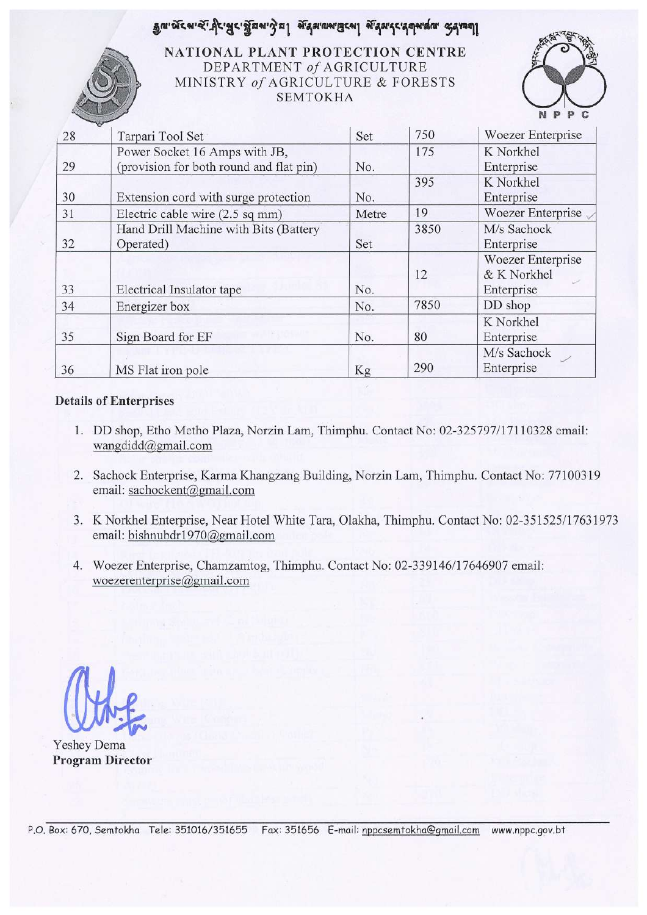རྒྱལ་ཡོངས་ནང་རྩི་ཤིང་སྲུང་སྐྱོབ་ལྟེ་བ། སོ་ནམ་ལས་ཁུངས། སོ་ནམ་དང་ནགས་ཚལ་ལྷན་ཁག།

# NATIONAL PLANT PROTECTION CENTRE
DEPARTMENT *of* AGRICULTURE
MINISTRY *of* AGRICULTURE & FORESTS
SEMTOKHA

| | | | | |
|---|---|---|---|---|
| 28 | Tarpari Tool Set | Set | 750 | Woezer Enterprise |
| 29 | Power Socket 16 Amps with JB, (provision for both round and flat pin) | No. | 175 | K Norkhel Enterprise |
| 30 | Extension cord with surge protection | No. | 395 | K Norkhel Enterprise |
| 31 | Electric cable wire (2.5 sq mm) | Metre | 19 | Woezer Enterprise |
| 32 | Hand Drill Machine with Bits (Battery Operated) | Set | 3850 | M/s Sachock Enterprise |
| 33 | Electrical Insulator tape | No. | 12 | Woezer Enterprise & K Norkhel Enterprise |
| 34 | Energizer box | No. | 7850 | DD shop |
| 35 | Sign Board for EF | No. | 80 | K Norkhel Enterprise |
| 36 | MS Flat iron pole | Kg | 290 | M/s Sachock Enterprise |

**Details of Enterprises**

1. DD shop, Etho Metho Plaza, Norzin Lam, Thimphu. Contact No: 02-325797/17110328 email: wangdidd@gmail.com
2. Sachock Enterprise, Karma Khangzang Building, Norzin Lam, Thimphu. Contact No: 77100319 email: sachockent@gmail.com
3. K Norkhel Enterprise, Near Hotel White Tara, Olakha, Thimphu. Contact No: 02-351525/17631973 email: bishnubdr1970@gmail.com
4. Woezer Enterprise, Chamzamtog, Thimphu. Contact No: 02-339146/17646907 email: woezerenterprise@gmail.com

Yeshey Dema
**Program Director**

P.O. Box: 670, Semtokha Tele: 351016/351655 Fax: 351656 E-mail: nppcsemtokha@gmail.com www.nppc.gov.bt